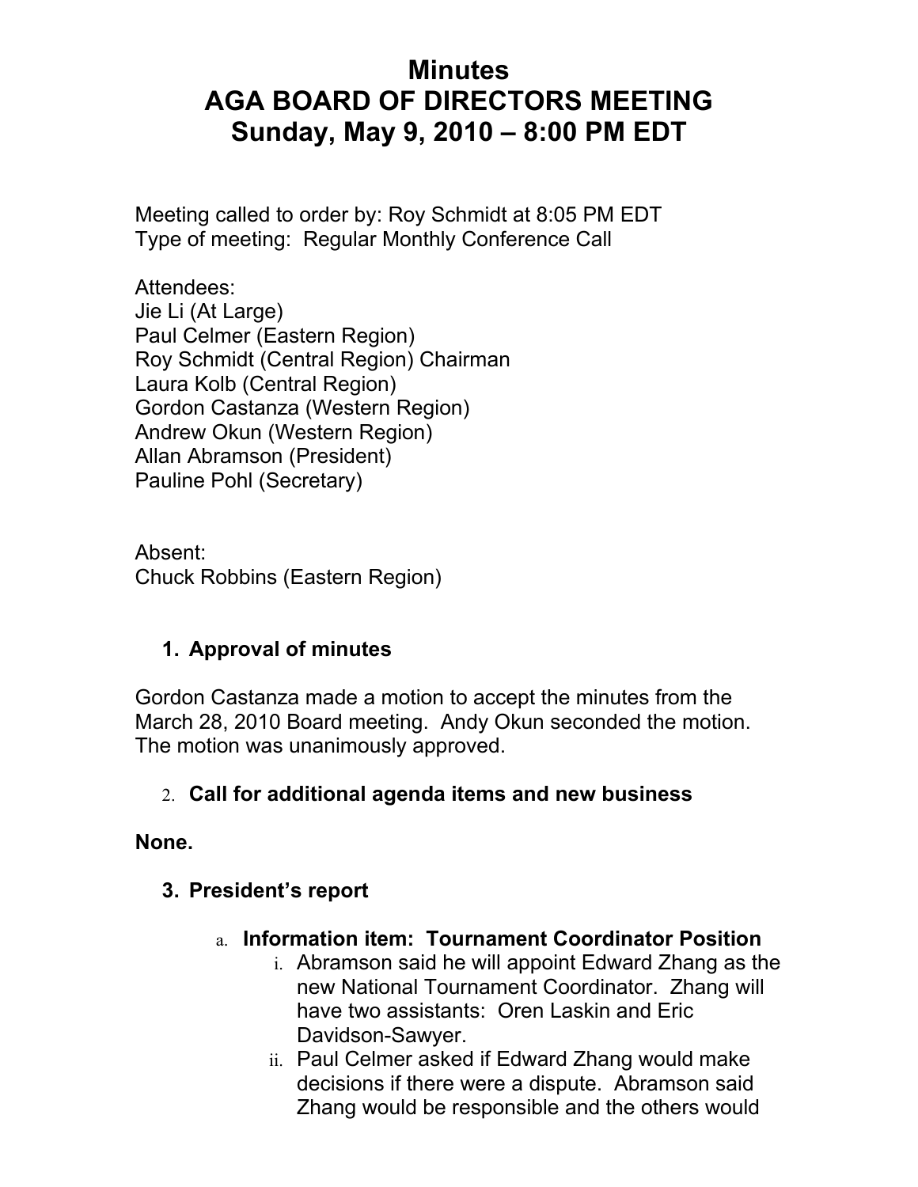# Minutes
# AGA BOARD OF DIRECTORS MEETING
# Sunday, May 9, 2010 – 8:00 PM EDT

Meeting called to order by: Roy Schmidt at 8:05 PM EDT
Type of meeting: Regular Monthly Conference Call

Attendees:
Jie Li (At Large)
Paul Celmer (Eastern Region)
Roy Schmidt (Central Region) Chairman
Laura Kolb (Central Region)
Gordon Castanza (Western Region)
Andrew Okun (Western Region)
Allan Abramson (President)
Pauline Pohl (Secretary)

Absent:
Chuck Robbins (Eastern Region)

1. **Approval of minutes**

Gordon Castanza made a motion to accept the minutes from the March 28, 2010 Board meeting. Andy Okun seconded the motion. The motion was unanimously approved.

2. **Call for additional agenda items and new business**

**None.**

3. **President's report**

   a. **Information item: Tournament Coordinator Position**

      i. Abramson said he will appoint Edward Zhang as the new National Tournament Coordinator. Zhang will have two assistants: Oren Laskin and Eric Davidson-Sawyer.

      ii. Paul Celmer asked if Edward Zhang would make decisions if there were a dispute. Abramson said Zhang would be responsible and the others would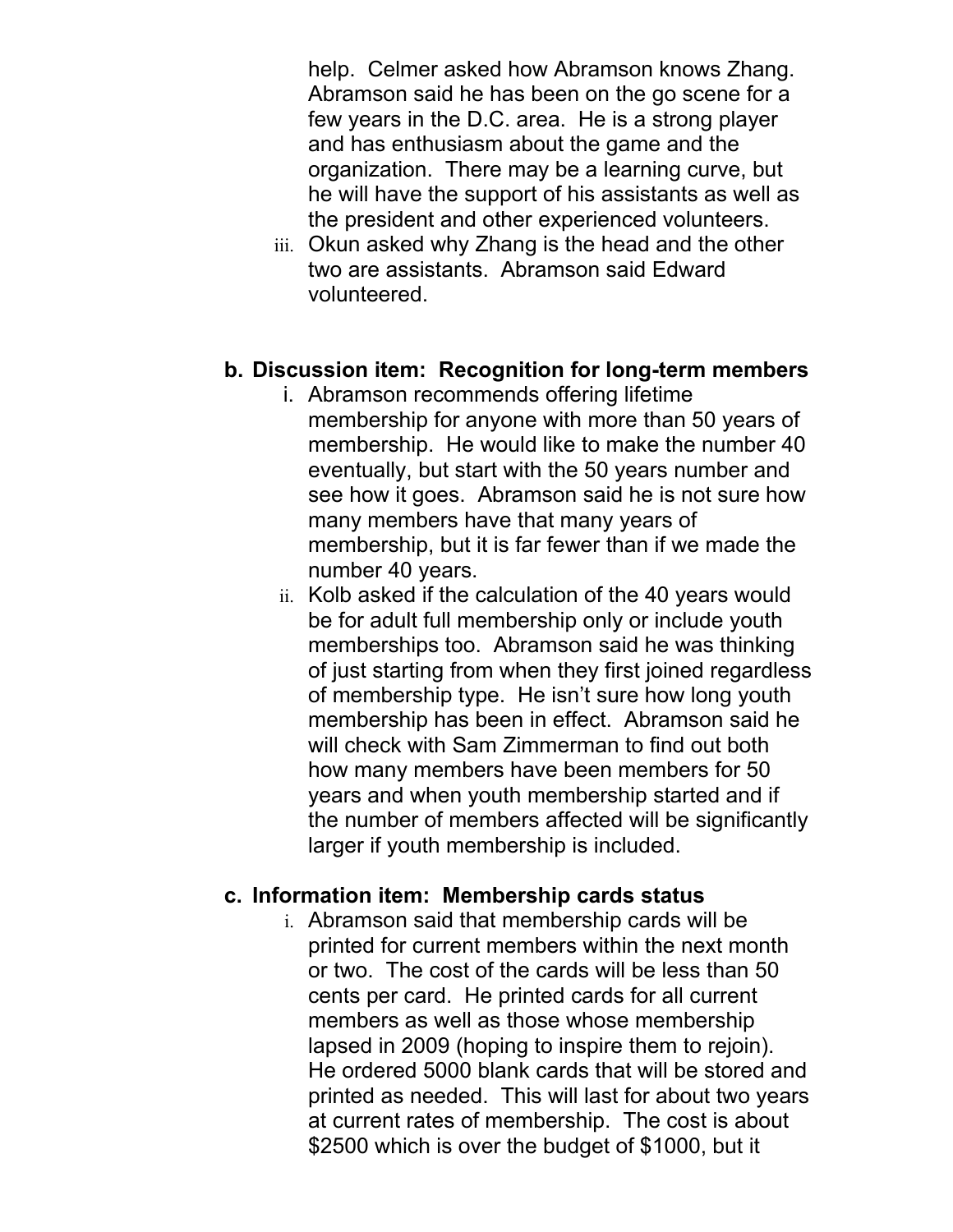help. Celmer asked how Abramson knows Zhang. Abramson said he has been on the go scene for a few years in the D.C. area. He is a strong player and has enthusiasm about the game and the organization. There may be a learning curve, but he will have the support of his assistants as well as the president and other experienced volunteers.

iii. Okun asked why Zhang is the head and the other two are assistants. Abramson said Edward volunteered.

**b. Discussion item: Recognition for long-term members**

i. Abramson recommends offering lifetime membership for anyone with more than 50 years of membership. He would like to make the number 40 eventually, but start with the 50 years number and see how it goes. Abramson said he is not sure how many members have that many years of membership, but it is far fewer than if we made the number 40 years.

ii. Kolb asked if the calculation of the 40 years would be for adult full membership only or include youth memberships too. Abramson said he was thinking of just starting from when they first joined regardless of membership type. He isn't sure how long youth membership has been in effect. Abramson said he will check with Sam Zimmerman to find out both how many members have been members for 50 years and when youth membership started and if the number of members affected will be significantly larger if youth membership is included.

**c. Information item: Membership cards status**

i. Abramson said that membership cards will be printed for current members within the next month or two. The cost of the cards will be less than 50 cents per card. He printed cards for all current members as well as those whose membership lapsed in 2009 (hoping to inspire them to rejoin). He ordered 5000 blank cards that will be stored and printed as needed. This will last for about two years at current rates of membership. The cost is about $2500 which is over the budget of $1000, but it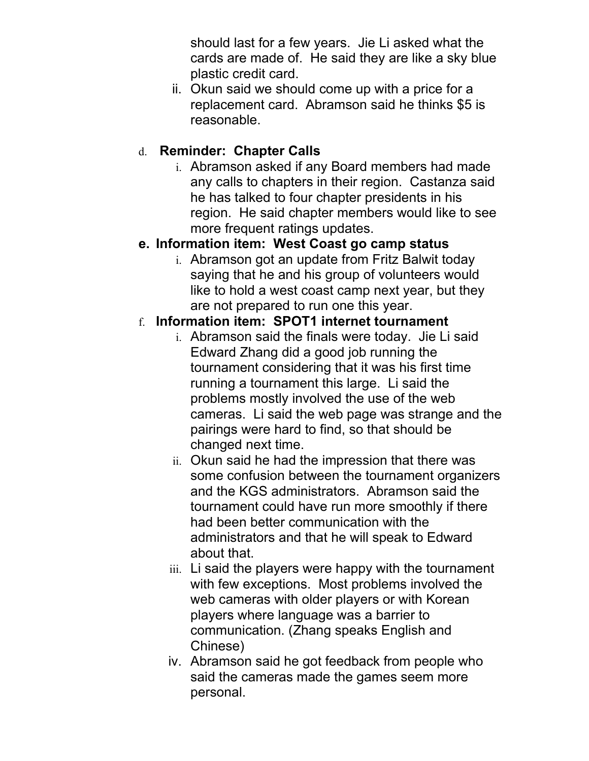should last for a few years. Jie Li asked what the cards are made of. He said they are like a sky blue plastic credit card.

ii. Okun said we should come up with a price for a replacement card. Abramson said he thinks $5 is reasonable.

d. **Reminder: Chapter Calls**

i. Abramson asked if any Board members had made any calls to chapters in their region. Castanza said he has talked to four chapter presidents in his region. He said chapter members would like to see more frequent ratings updates.

e. **Information item: West Coast go camp status**

i. Abramson got an update from Fritz Balwit today saying that he and his group of volunteers would like to hold a west coast camp next year, but they are not prepared to run one this year.

f. **Information item: SPOT1 internet tournament**

i. Abramson said the finals were today. Jie Li said Edward Zhang did a good job running the tournament considering that it was his first time running a tournament this large. Li said the problems mostly involved the use of the web cameras. Li said the web page was strange and the pairings were hard to find, so that should be changed next time.

ii. Okun said he had the impression that there was some confusion between the tournament organizers and the KGS administrators. Abramson said the tournament could have run more smoothly if there had been better communication with the administrators and that he will speak to Edward about that.

iii. Li said the players were happy with the tournament with few exceptions. Most problems involved the web cameras with older players or with Korean players where language was a barrier to communication. (Zhang speaks English and Chinese)

iv. Abramson said he got feedback from people who said the cameras made the games seem more personal.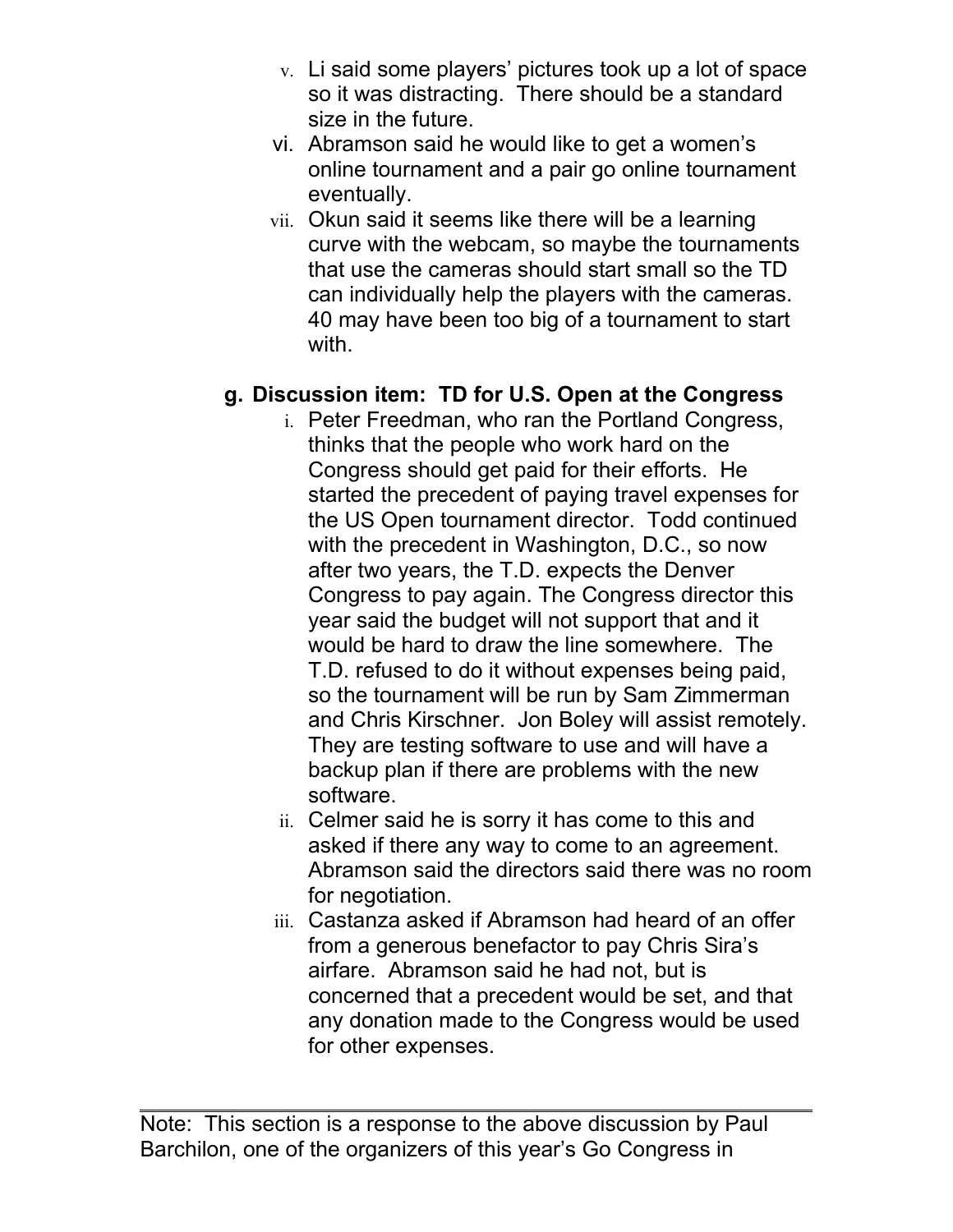v. Li said some players' pictures took up a lot of space so it was distracting. There should be a standard size in the future.
vi. Abramson said he would like to get a women's online tournament and a pair go online tournament eventually.
vii. Okun said it seems like there will be a learning curve with the webcam, so maybe the tournaments that use the cameras should start small so the TD can individually help the players with the cameras. 40 may have been too big of a tournament to start with.

**g. Discussion item: TD for U.S. Open at the Congress**

i. Peter Freedman, who ran the Portland Congress, thinks that the people who work hard on the Congress should get paid for their efforts. He started the precedent of paying travel expenses for the US Open tournament director. Todd continued with the precedent in Washington, D.C., so now after two years, the T.D. expects the Denver Congress to pay again. The Congress director this year said the budget will not support that and it would be hard to draw the line somewhere. The T.D. refused to do it without expenses being paid, so the tournament will be run by Sam Zimmerman and Chris Kirschner. Jon Boley will assist remotely. They are testing software to use and will have a backup plan if there are problems with the new software.
ii. Celmer said he is sorry it has come to this and asked if there any way to come to an agreement. Abramson said the directors said there was no room for negotiation.
iii. Castanza asked if Abramson had heard of an offer from a generous benefactor to pay Chris Sira's airfare. Abramson said he had not, but is concerned that a precedent would be set, and that any donation made to the Congress would be used for other expenses.

---

Note: This section is a response to the above discussion by Paul Barchilon, one of the organizers of this year's Go Congress in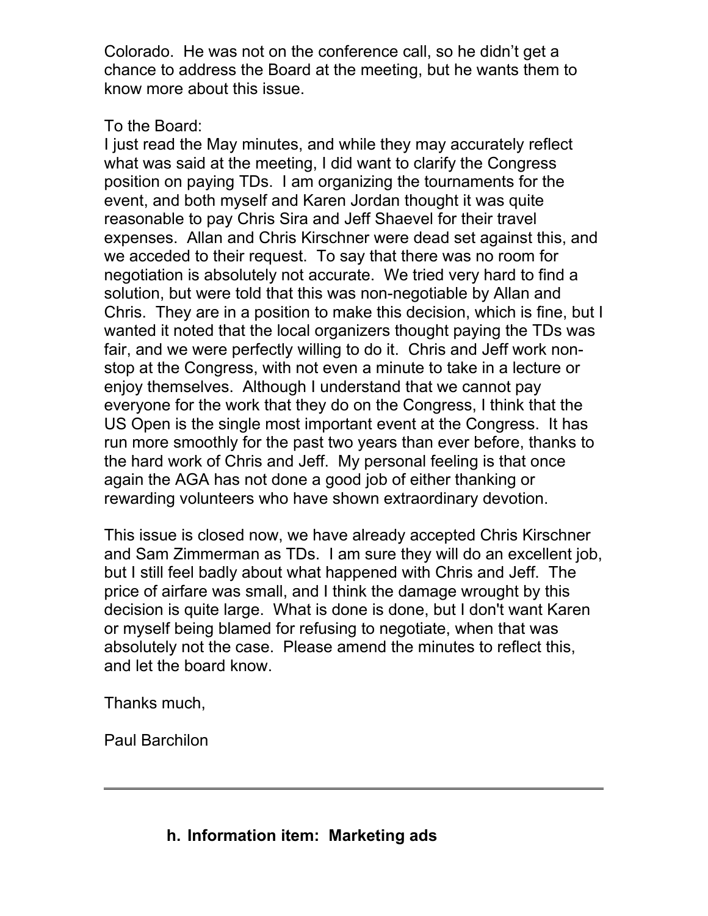Colorado. He was not on the conference call, so he didn't get a chance to address the Board at the meeting, but he wants them to know more about this issue.

To the Board:
I just read the May minutes, and while they may accurately reflect what was said at the meeting, I did want to clarify the Congress position on paying TDs. I am organizing the tournaments for the event, and both myself and Karen Jordan thought it was quite reasonable to pay Chris Sira and Jeff Shaevel for their travel expenses. Allan and Chris Kirschner were dead set against this, and we acceded to their request. To say that there was no room for negotiation is absolutely not accurate. We tried very hard to find a solution, but were told that this was non-negotiable by Allan and Chris. They are in a position to make this decision, which is fine, but I wanted it noted that the local organizers thought paying the TDs was fair, and we were perfectly willing to do it. Chris and Jeff work non-stop at the Congress, with not even a minute to take in a lecture or enjoy themselves. Although I understand that we cannot pay everyone for the work that they do on the Congress, I think that the US Open is the single most important event at the Congress. It has run more smoothly for the past two years than ever before, thanks to the hard work of Chris and Jeff. My personal feeling is that once again the AGA has not done a good job of either thanking or rewarding volunteers who have shown extraordinary devotion.

This issue is closed now, we have already accepted Chris Kirschner and Sam Zimmerman as TDs. I am sure they will do an excellent job, but I still feel badly about what happened with Chris and Jeff. The price of airfare was small, and I think the damage wrought by this decision is quite large. What is done is done, but I don't want Karen or myself being blamed for refusing to negotiate, when that was absolutely not the case. Please amend the minutes to reflect this, and let the board know.

Thanks much,

Paul Barchilon

---

**h. Information item: Marketing ads**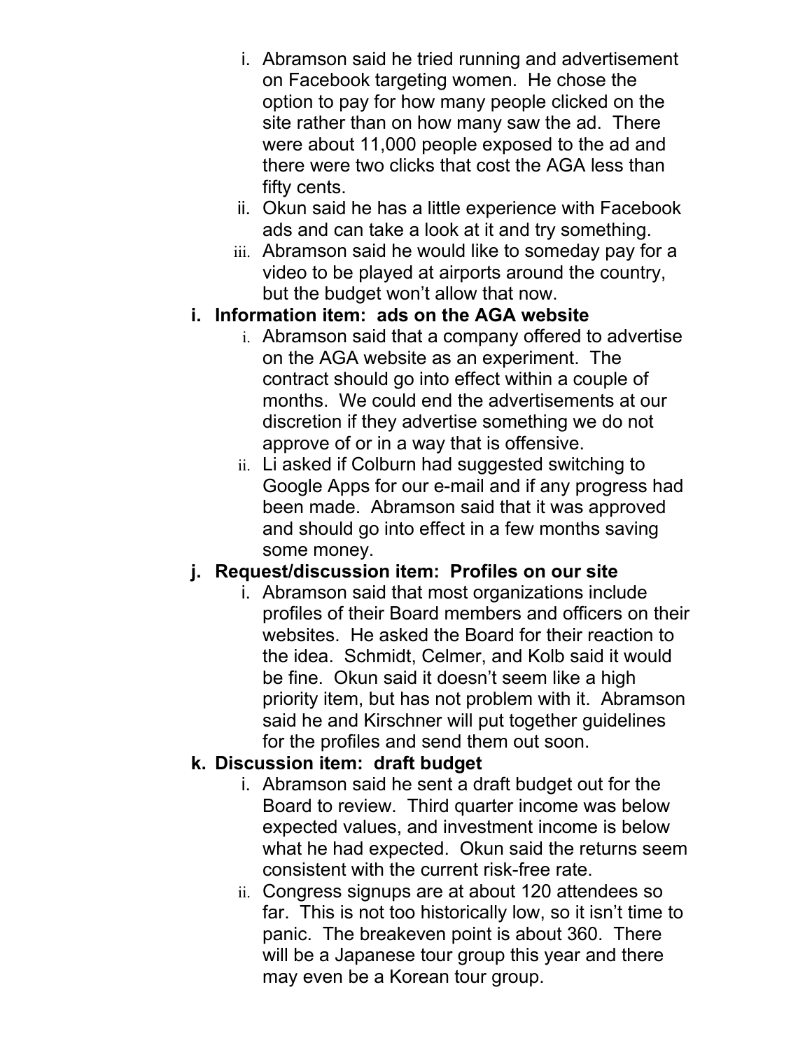i. Abramson said he tried running and advertisement on Facebook targeting women. He chose the option to pay for how many people clicked on the site rather than on how many saw the ad. There were about 11,000 people exposed to the ad and there were two clicks that cost the AGA less than fifty cents.
   ii. Okun said he has a little experience with Facebook ads and can take a look at it and try something.
   iii. Abramson said he would like to someday pay for a video to be played at airports around the country, but the budget won't allow that now.

**i. Information item: ads on the AGA website**

   i. Abramson said that a company offered to advertise on the AGA website as an experiment. The contract should go into effect within a couple of months. We could end the advertisements at our discretion if they advertise something we do not approve of or in a way that is offensive.
   ii. Li asked if Colburn had suggested switching to Google Apps for our e-mail and if any progress had been made. Abramson said that it was approved and should go into effect in a few months saving some money.

**j. Request/discussion item: Profiles on our site**

   i. Abramson said that most organizations include profiles of their Board members and officers on their websites. He asked the Board for their reaction to the idea. Schmidt, Celmer, and Kolb said it would be fine. Okun said it doesn't seem like a high priority item, but has not problem with it. Abramson said he and Kirschner will put together guidelines for the profiles and send them out soon.

**k. Discussion item: draft budget**

   i. Abramson said he sent a draft budget out for the Board to review. Third quarter income was below expected values, and investment income is below what he had expected. Okun said the returns seem consistent with the current risk-free rate.
   ii. Congress signups are at about 120 attendees so far. This is not too historically low, so it isn't time to panic. The breakeven point is about 360. There will be a Japanese tour group this year and there may even be a Korean tour group.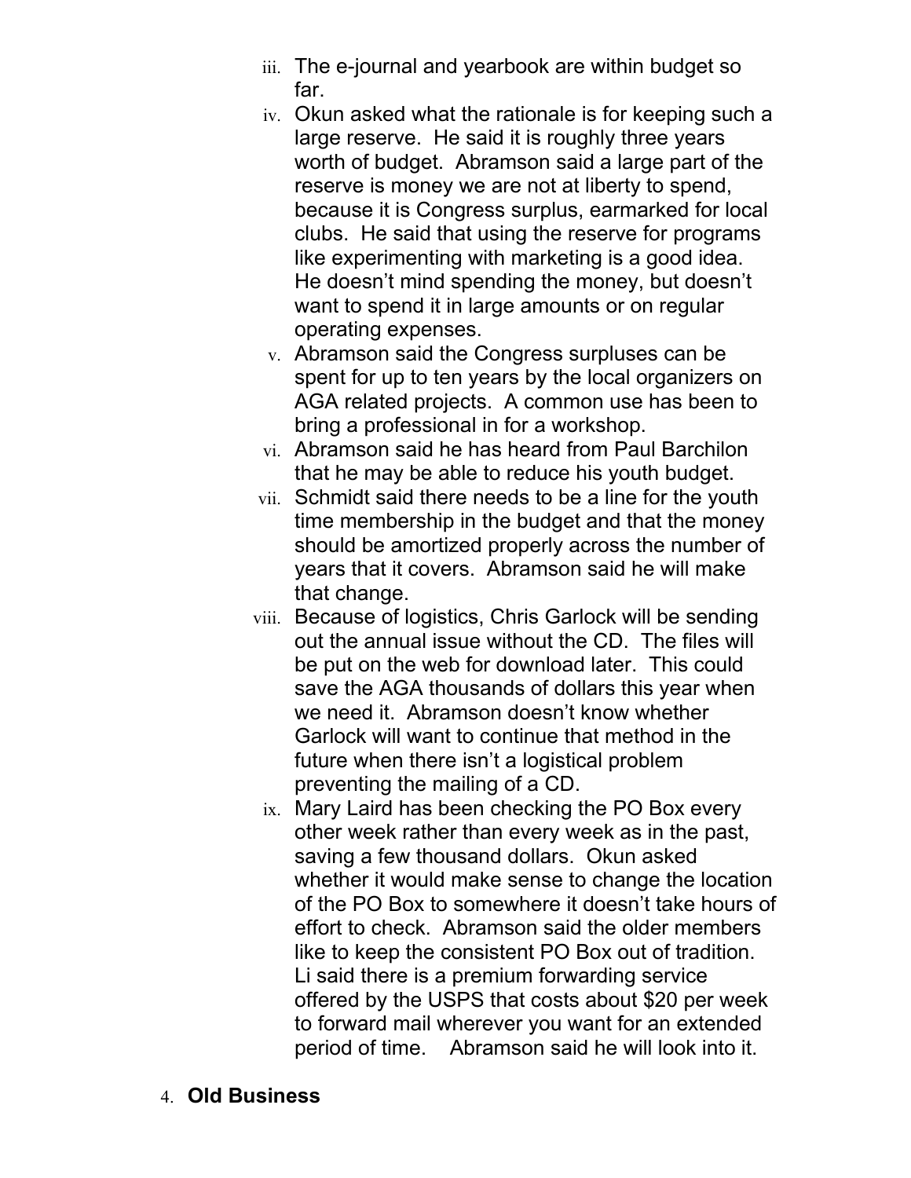iii. The e-journal and yearbook are within budget so far.

iv. Okun asked what the rationale is for keeping such a large reserve. He said it is roughly three years worth of budget. Abramson said a large part of the reserve is money we are not at liberty to spend, because it is Congress surplus, earmarked for local clubs. He said that using the reserve for programs like experimenting with marketing is a good idea. He doesn't mind spending the money, but doesn't want to spend it in large amounts or on regular operating expenses.

v. Abramson said the Congress surpluses can be spent for up to ten years by the local organizers on AGA related projects. A common use has been to bring a professional in for a workshop.

vi. Abramson said he has heard from Paul Barchilon that he may be able to reduce his youth budget.

vii. Schmidt said there needs to be a line for the youth time membership in the budget and that the money should be amortized properly across the number of years that it covers. Abramson said he will make that change.

viii. Because of logistics, Chris Garlock will be sending out the annual issue without the CD. The files will be put on the web for download later. This could save the AGA thousands of dollars this year when we need it. Abramson doesn't know whether Garlock will want to continue that method in the future when there isn't a logistical problem preventing the mailing of a CD.

ix. Mary Laird has been checking the PO Box every other week rather than every week as in the past, saving a few thousand dollars. Okun asked whether it would make sense to change the location of the PO Box to somewhere it doesn't take hours of effort to check. Abramson said the older members like to keep the consistent PO Box out of tradition. Li said there is a premium forwarding service offered by the USPS that costs about $20 per week to forward mail wherever you want for an extended period of time. Abramson said he will look into it.

4. **Old Business**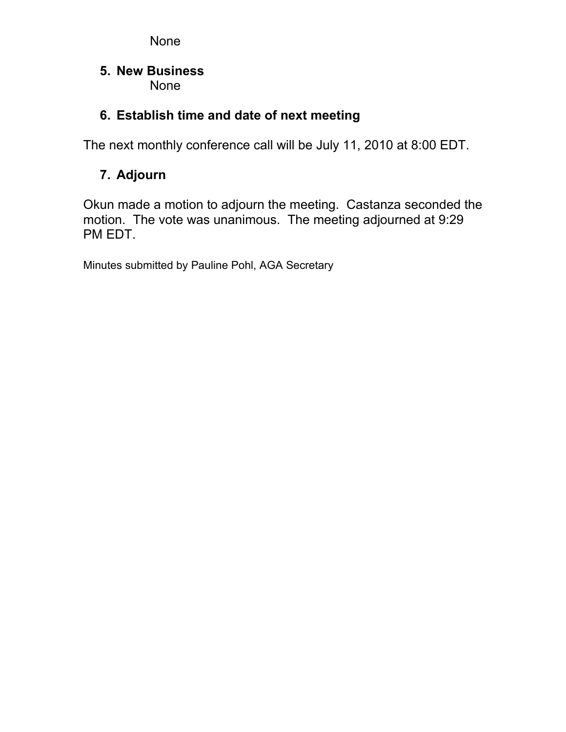None

5. **New Business**

   None

6. **Establish time and date of next meeting**

The next monthly conference call will be July 11, 2010 at 8:00 EDT.

7. **Adjourn**

Okun made a motion to adjourn the meeting. Castanza seconded the motion. The vote was unanimous. The meeting adjourned at 9:29 PM EDT.

Minutes submitted by Pauline Pohl, AGA Secretary